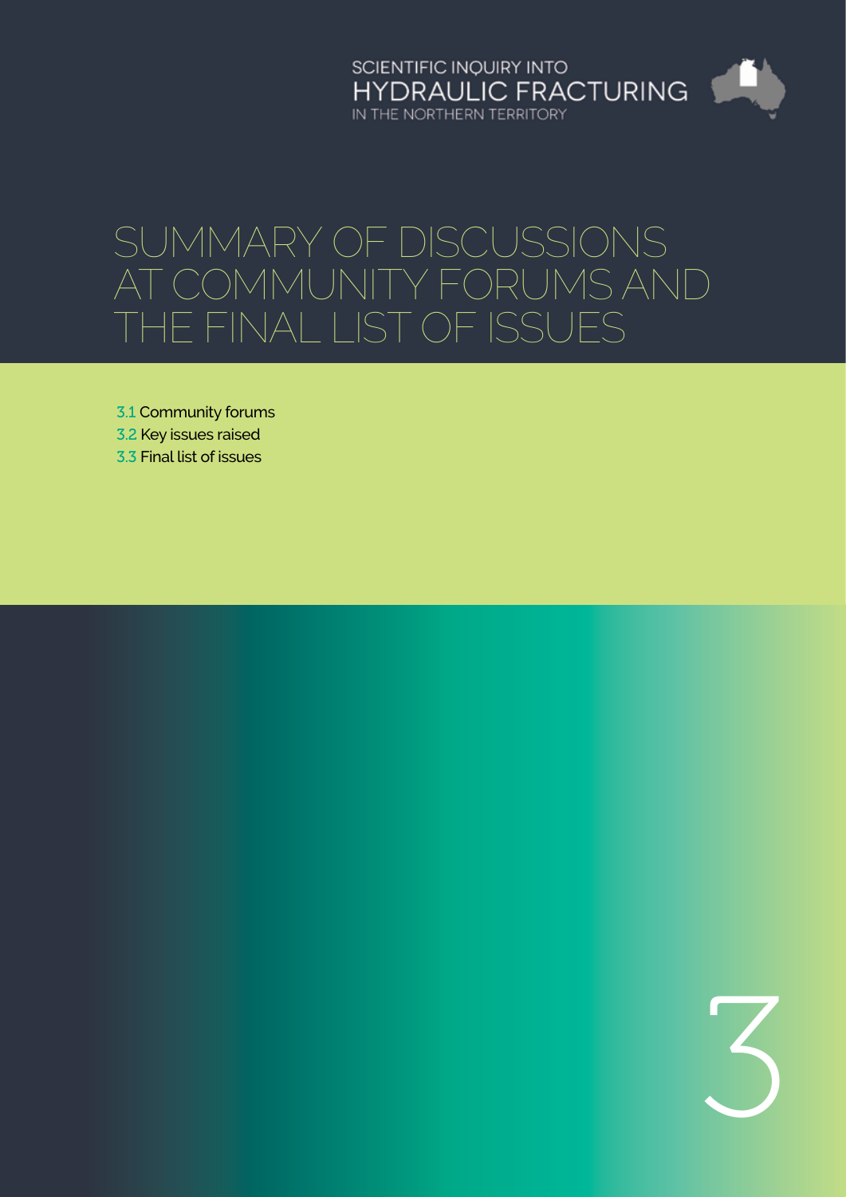SCIENTIFIC INQUIRY INTO
HYDRAULIC FRACTURING
IN THE NORTHERN TERRITORY

# SUMMARY OF DISCUSSIONS AT COMMUNITY FORUMS AND THE FINAL LIST OF ISSUES

3.1 Community forums
3.2 Key issues raised
3.3 Final list of issues

3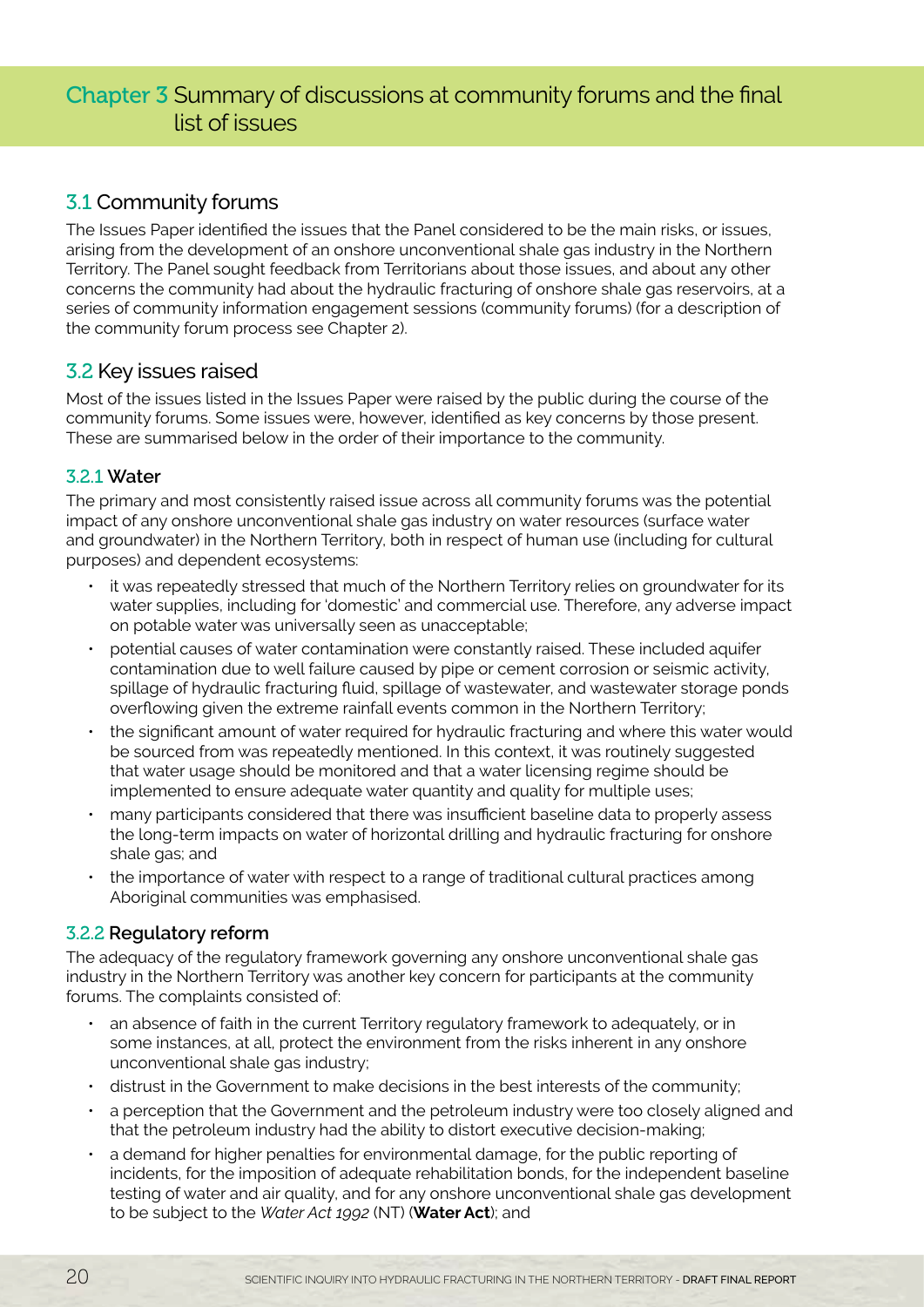# Chapter 3 Summary of discussions at community forums and the final list of issues

## 3.1 Community forums

The Issues Paper identified the issues that the Panel considered to be the main risks, or issues, arising from the development of an onshore unconventional shale gas industry in the Northern Territory. The Panel sought feedback from Territorians about those issues, and about any other concerns the community had about the hydraulic fracturing of onshore shale gas reservoirs, at a series of community information engagement sessions (community forums) (for a description of the community forum process see Chapter 2).

## 3.2 Key issues raised

Most of the issues listed in the Issues Paper were raised by the public during the course of the community forums. Some issues were, however, identified as key concerns by those present. These are summarised below in the order of their importance to the community.

### 3.2.1 Water

The primary and most consistently raised issue across all community forums was the potential impact of any onshore unconventional shale gas industry on water resources (surface water and groundwater) in the Northern Territory, both in respect of human use (including for cultural purposes) and dependent ecosystems:

- it was repeatedly stressed that much of the Northern Territory relies on groundwater for its water supplies, including for 'domestic' and commercial use. Therefore, any adverse impact on potable water was universally seen as unacceptable;
- potential causes of water contamination were constantly raised. These included aquifer contamination due to well failure caused by pipe or cement corrosion or seismic activity, spillage of hydraulic fracturing fluid, spillage of wastewater, and wastewater storage ponds overflowing given the extreme rainfall events common in the Northern Territory;
- the significant amount of water required for hydraulic fracturing and where this water would be sourced from was repeatedly mentioned. In this context, it was routinely suggested that water usage should be monitored and that a water licensing regime should be implemented to ensure adequate water quantity and quality for multiple uses;
- many participants considered that there was insufficient baseline data to properly assess the long-term impacts on water of horizontal drilling and hydraulic fracturing for onshore shale gas; and
- the importance of water with respect to a range of traditional cultural practices among Aboriginal communities was emphasised.

### 3.2.2 Regulatory reform

The adequacy of the regulatory framework governing any onshore unconventional shale gas industry in the Northern Territory was another key concern for participants at the community forums. The complaints consisted of:

- an absence of faith in the current Territory regulatory framework to adequately, or in some instances, at all, protect the environment from the risks inherent in any onshore unconventional shale gas industry;
- distrust in the Government to make decisions in the best interests of the community;
- a perception that the Government and the petroleum industry were too closely aligned and that the petroleum industry had the ability to distort executive decision-making;
- a demand for higher penalties for environmental damage, for the public reporting of incidents, for the imposition of adequate rehabilitation bonds, for the independent baseline testing of water and air quality, and for any onshore unconventional shale gas development to be subject to the *Water Act 1992* (NT) (**Water Act**); and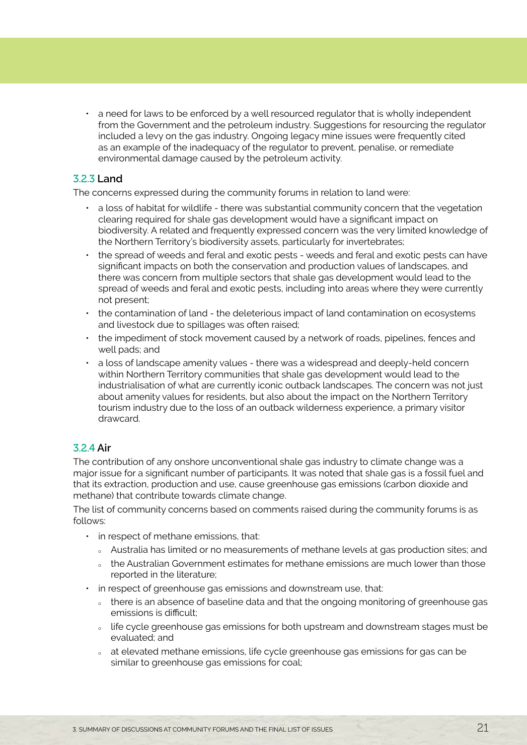- a need for laws to be enforced by a well resourced regulator that is wholly independent from the Government and the petroleum industry. Suggestions for resourcing the regulator included a levy on the gas industry. Ongoing legacy mine issues were frequently cited as an example of the inadequacy of the regulator to prevent, penalise, or remediate environmental damage caused by the petroleum activity.

### 3.2.3 Land

The concerns expressed during the community forums in relation to land were:

- a loss of habitat for wildlife - there was substantial community concern that the vegetation clearing required for shale gas development would have a significant impact on biodiversity. A related and frequently expressed concern was the very limited knowledge of the Northern Territory's biodiversity assets, particularly for invertebrates;
- the spread of weeds and feral and exotic pests - weeds and feral and exotic pests can have significant impacts on both the conservation and production values of landscapes, and there was concern from multiple sectors that shale gas development would lead to the spread of weeds and feral and exotic pests, including into areas where they were currently not present;
- the contamination of land - the deleterious impact of land contamination on ecosystems and livestock due to spillages was often raised;
- the impediment of stock movement caused by a network of roads, pipelines, fences and well pads; and
- a loss of landscape amenity values - there was a widespread and deeply-held concern within Northern Territory communities that shale gas development would lead to the industrialisation of what are currently iconic outback landscapes. The concern was not just about amenity values for residents, but also about the impact on the Northern Territory tourism industry due to the loss of an outback wilderness experience, a primary visitor drawcard.

### 3.2.4 Air

The contribution of any onshore unconventional shale gas industry to climate change was a major issue for a significant number of participants. It was noted that shale gas is a fossil fuel and that its extraction, production and use, cause greenhouse gas emissions (carbon dioxide and methane) that contribute towards climate change.

The list of community concerns based on comments raised during the community forums is as follows:

- in respect of methane emissions, that:
  - Australia has limited or no measurements of methane levels at gas production sites; and
  - the Australian Government estimates for methane emissions are much lower than those reported in the literature;
- in respect of greenhouse gas emissions and downstream use, that:
  - there is an absence of baseline data and that the ongoing monitoring of greenhouse gas emissions is difficult;
  - life cycle greenhouse gas emissions for both upstream and downstream stages must be evaluated; and
  - at elevated methane emissions, life cycle greenhouse gas emissions for gas can be similar to greenhouse gas emissions for coal;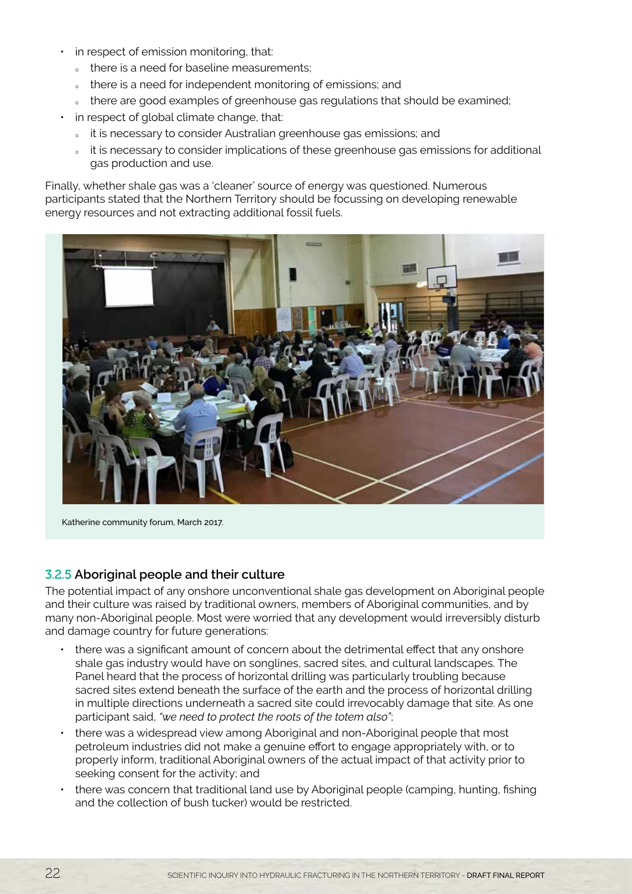- in respect of emission monitoring, that:
  - there is a need for baseline measurements;
  - there is a need for independent monitoring of emissions; and
  - there are good examples of greenhouse gas regulations that should be examined;
- in respect of global climate change, that:
  - it is necessary to consider Australian greenhouse gas emissions; and
  - it is necessary to consider implications of these greenhouse gas emissions for additional gas production and use.

Finally, whether shale gas was a 'cleaner' source of energy was questioned. Numerous participants stated that the Northern Territory should be focussing on developing renewable energy resources and not extracting additional fossil fuels.

Katherine community forum, March 2017.

### 3.2.5 Aboriginal people and their culture

The potential impact of any onshore unconventional shale gas development on Aboriginal people and their culture was raised by traditional owners, members of Aboriginal communities, and by many non-Aboriginal people. Most were worried that any development would irreversibly disturb and damage country for future generations:

- there was a significant amount of concern about the detrimental effect that any onshore shale gas industry would have on songlines, sacred sites, and cultural landscapes. The Panel heard that the process of horizontal drilling was particularly troubling because sacred sites extend beneath the surface of the earth and the process of horizontal drilling in multiple directions underneath a sacred site could irrevocably damage that site. As one participant said, *"we need to protect the roots of the totem also"*;
- there was a widespread view among Aboriginal and non-Aboriginal people that most petroleum industries did not make a genuine effort to engage appropriately with, or to properly inform, traditional Aboriginal owners of the actual impact of that activity prior to seeking consent for the activity; and
- there was concern that traditional land use by Aboriginal people (camping, hunting, fishing and the collection of bush tucker) would be restricted.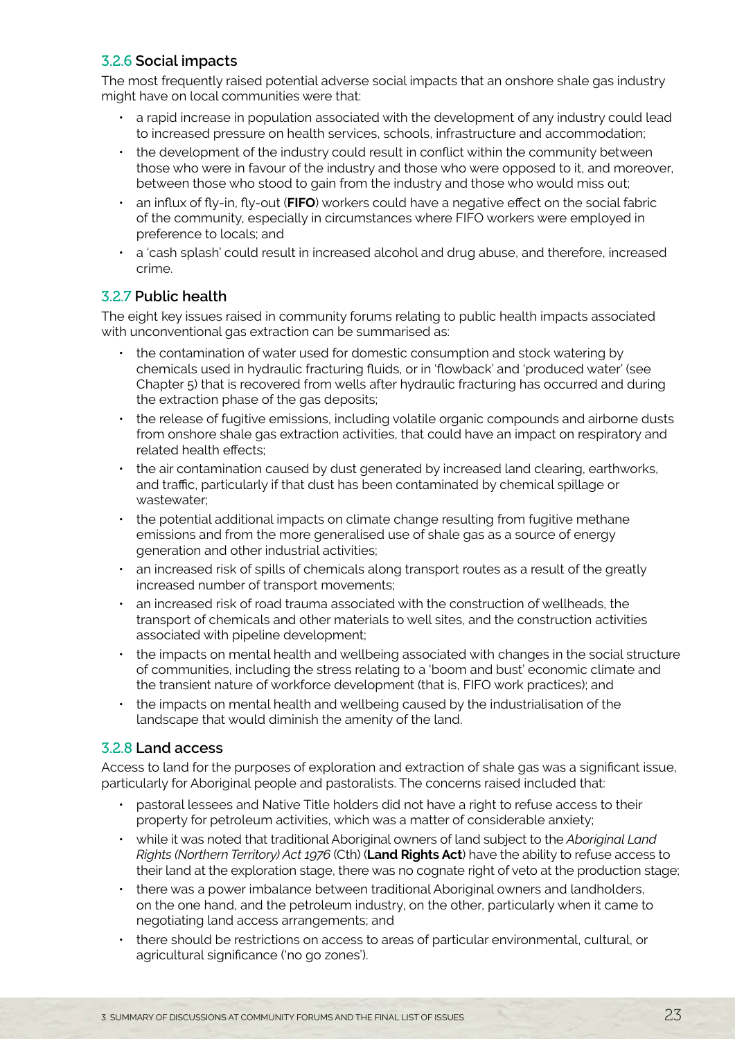### 3.2.6 Social impacts

The most frequently raised potential adverse social impacts that an onshore shale gas industry might have on local communities were that:

- a rapid increase in population associated with the development of any industry could lead to increased pressure on health services, schools, infrastructure and accommodation;
- the development of the industry could result in conflict within the community between those who were in favour of the industry and those who were opposed to it, and moreover, between those who stood to gain from the industry and those who would miss out;
- an influx of fly-in, fly-out (**FIFO**) workers could have a negative effect on the social fabric of the community, especially in circumstances where FIFO workers were employed in preference to locals; and
- a 'cash splash' could result in increased alcohol and drug abuse, and therefore, increased crime.

### 3.2.7 Public health

The eight key issues raised in community forums relating to public health impacts associated with unconventional gas extraction can be summarised as:

- the contamination of water used for domestic consumption and stock watering by chemicals used in hydraulic fracturing fluids, or in 'flowback' and 'produced water' (see Chapter 5) that is recovered from wells after hydraulic fracturing has occurred and during the extraction phase of the gas deposits;
- the release of fugitive emissions, including volatile organic compounds and airborne dusts from onshore shale gas extraction activities, that could have an impact on respiratory and related health effects;
- the air contamination caused by dust generated by increased land clearing, earthworks, and traffic, particularly if that dust has been contaminated by chemical spillage or wastewater;
- the potential additional impacts on climate change resulting from fugitive methane emissions and from the more generalised use of shale gas as a source of energy generation and other industrial activities;
- an increased risk of spills of chemicals along transport routes as a result of the greatly increased number of transport movements;
- an increased risk of road trauma associated with the construction of wellheads, the transport of chemicals and other materials to well sites, and the construction activities associated with pipeline development;
- the impacts on mental health and wellbeing associated with changes in the social structure of communities, including the stress relating to a 'boom and bust' economic climate and the transient nature of workforce development (that is, FIFO work practices); and
- the impacts on mental health and wellbeing caused by the industrialisation of the landscape that would diminish the amenity of the land.

### 3.2.8 Land access

Access to land for the purposes of exploration and extraction of shale gas was a significant issue, particularly for Aboriginal people and pastoralists. The concerns raised included that:

- pastoral lessees and Native Title holders did not have a right to refuse access to their property for petroleum activities, which was a matter of considerable anxiety;
- while it was noted that traditional Aboriginal owners of land subject to the *Aboriginal Land Rights (Northern Territory) Act 1976* (Cth) (**Land Rights Act**) have the ability to refuse access to their land at the exploration stage, there was no cognate right of veto at the production stage;
- there was a power imbalance between traditional Aboriginal owners and landholders, on the one hand, and the petroleum industry, on the other, particularly when it came to negotiating land access arrangements; and
- there should be restrictions on access to areas of particular environmental, cultural, or agricultural significance ('no go zones').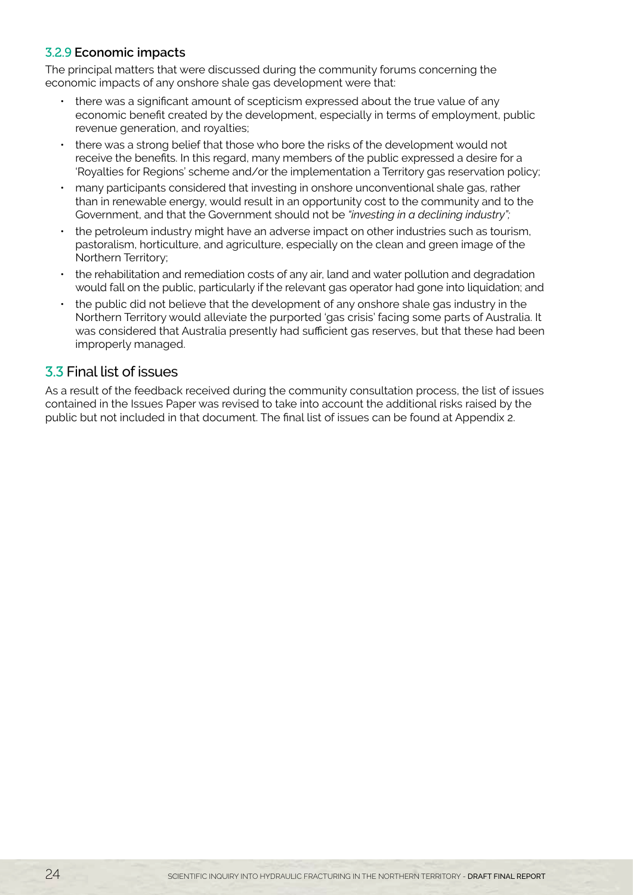### 3.2.9 Economic impacts

The principal matters that were discussed during the community forums concerning the economic impacts of any onshore shale gas development were that:

- there was a significant amount of scepticism expressed about the true value of any economic benefit created by the development, especially in terms of employment, public revenue generation, and royalties;
- there was a strong belief that those who bore the risks of the development would not receive the benefits. In this regard, many members of the public expressed a desire for a 'Royalties for Regions' scheme and/or the implementation a Territory gas reservation policy;
- many participants considered that investing in onshore unconventional shale gas, rather than in renewable energy, would result in an opportunity cost to the community and to the Government, and that the Government should not be *"investing in a declining industry";*
- the petroleum industry might have an adverse impact on other industries such as tourism, pastoralism, horticulture, and agriculture, especially on the clean and green image of the Northern Territory;
- the rehabilitation and remediation costs of any air, land and water pollution and degradation would fall on the public, particularly if the relevant gas operator had gone into liquidation; and
- the public did not believe that the development of any onshore shale gas industry in the Northern Territory would alleviate the purported 'gas crisis' facing some parts of Australia. It was considered that Australia presently had sufficient gas reserves, but that these had been improperly managed.

## 3.3 Final list of issues

As a result of the feedback received during the community consultation process, the list of issues contained in the Issues Paper was revised to take into account the additional risks raised by the public but not included in that document. The final list of issues can be found at Appendix 2.